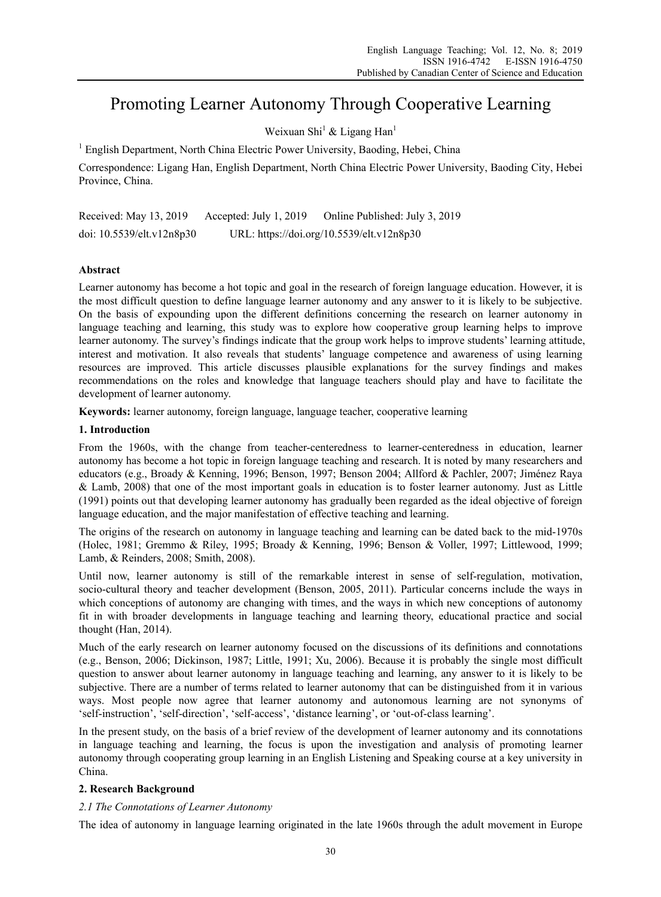# Promoting Learner Autonomy Through Cooperative Learning

Weixuan Shi[1] & Ligang Han[1]

[1] English Department, North China Electric Power University, Baoding, Hebei, China

Correspondence: Ligang Han, English Department, North China Electric Power University, Baoding City, Hebei Province, China.

Received: May 13, 2019 Accepted: July 1, 2019 Online Published: July 3, 2019

doi: 10.5539/elt.v12n8p30 URL: https://doi.org/10.5539/elt.v12n8p30

## Abstract

Learner autonomy has become a hot topic and goal in the research of foreign language education. However, it is the most difficult question to define language learner autonomy and any answer to it is likely to be subjective. On the basis of expounding upon the different definitions concerning the research on learner autonomy in language teaching and learning, this study was to explore how cooperative group learning helps to improve learner autonomy. The survey's findings indicate that the group work helps to improve students' learning attitude, interest and motivation. It also reveals that students' language competence and awareness of using learning resources are improved. This article discusses plausible explanations for the survey findings and makes recommendations on the roles and knowledge that language teachers should play and have to facilitate the development of learner autonomy.

**Keywords:** learner autonomy, foreign language, language teacher, cooperative learning

## 1. Introduction

From the 1960s, with the change from teacher-centeredness to learner-centeredness in education, learner autonomy has become a hot topic in foreign language teaching and research. It is noted by many researchers and educators (e.g., Broady & Kenning, 1996; Benson, 1997; Benson 2004; Allford & Pachler, 2007; Jiménez Raya & Lamb, 2008) that one of the most important goals in education is to foster learner autonomy. Just as Little (1991) points out that developing learner autonomy has gradually been regarded as the ideal objective of foreign language education, and the major manifestation of effective teaching and learning.

The origins of the research on autonomy in language teaching and learning can be dated back to the mid-1970s (Holec, 1981; Gremmo & Riley, 1995; Broady & Kenning, 1996; Benson & Voller, 1997; Littlewood, 1999; Lamb, & Reinders, 2008; Smith, 2008).

Until now, learner autonomy is still of the remarkable interest in sense of self-regulation, motivation, socio-cultural theory and teacher development (Benson, 2005, 2011). Particular concerns include the ways in which conceptions of autonomy are changing with times, and the ways in which new conceptions of autonomy fit in with broader developments in language teaching and learning theory, educational practice and social thought (Han, 2014).

Much of the early research on learner autonomy focused on the discussions of its definitions and connotations (e.g., Benson, 2006; Dickinson, 1987; Little, 1991; Xu, 2006). Because it is probably the single most difficult question to answer about learner autonomy in language teaching and learning, any answer to it is likely to be subjective. There are a number of terms related to learner autonomy that can be distinguished from it in various ways. Most people now agree that learner autonomy and autonomous learning are not synonyms of 'self-instruction', 'self-direction', 'self-access', 'distance learning', or 'out-of-class learning'.

In the present study, on the basis of a brief review of the development of learner autonomy and its connotations in language teaching and learning, the focus is upon the investigation and analysis of promoting learner autonomy through cooperating group learning in an English Listening and Speaking course at a key university in China.

## 2. Research Background

### *2.1 The Connotations of Learner Autonomy*

The idea of autonomy in language learning originated in the late 1960s through the adult movement in Europe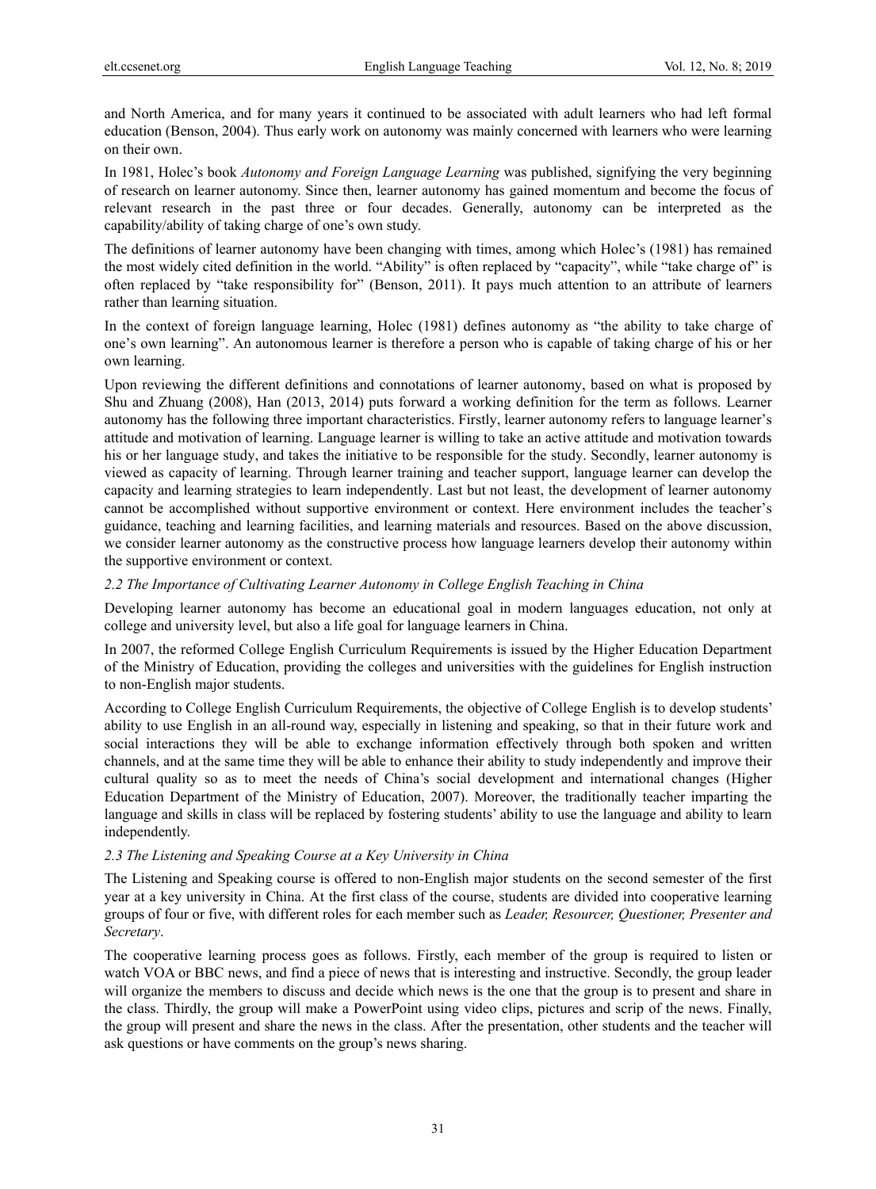and North America, and for many years it continued to be associated with adult learners who had left formal education (Benson, 2004). Thus early work on autonomy was mainly concerned with learners who were learning on their own.

In 1981, Holec's book *Autonomy and Foreign Language Learning* was published, signifying the very beginning of research on learner autonomy. Since then, learner autonomy has gained momentum and become the focus of relevant research in the past three or four decades. Generally, autonomy can be interpreted as the capability/ability of taking charge of one's own study.

The definitions of learner autonomy have been changing with times, among which Holec's (1981) has remained the most widely cited definition in the world. "Ability" is often replaced by "capacity", while "take charge of" is often replaced by "take responsibility for" (Benson, 2011). It pays much attention to an attribute of learners rather than learning situation.

In the context of foreign language learning, Holec (1981) defines autonomy as "the ability to take charge of one's own learning". An autonomous learner is therefore a person who is capable of taking charge of his or her own learning.

Upon reviewing the different definitions and connotations of learner autonomy, based on what is proposed by Shu and Zhuang (2008), Han (2013, 2014) puts forward a working definition for the term as follows. Learner autonomy has the following three important characteristics. Firstly, learner autonomy refers to language learner's attitude and motivation of learning. Language learner is willing to take an active attitude and motivation towards his or her language study, and takes the initiative to be responsible for the study. Secondly, learner autonomy is viewed as capacity of learning. Through learner training and teacher support, language learner can develop the capacity and learning strategies to learn independently. Last but not least, the development of learner autonomy cannot be accomplished without supportive environment or context. Here environment includes the teacher's guidance, teaching and learning facilities, and learning materials and resources. Based on the above discussion, we consider learner autonomy as the constructive process how language learners develop their autonomy within the supportive environment or context.

### *2.2 The Importance of Cultivating Learner Autonomy in College English Teaching in China*

Developing learner autonomy has become an educational goal in modern languages education, not only at college and university level, but also a life goal for language learners in China.

In 2007, the reformed College English Curriculum Requirements is issued by the Higher Education Department of the Ministry of Education, providing the colleges and universities with the guidelines for English instruction to non-English major students.

According to College English Curriculum Requirements, the objective of College English is to develop students' ability to use English in an all-round way, especially in listening and speaking, so that in their future work and social interactions they will be able to exchange information effectively through both spoken and written channels, and at the same time they will be able to enhance their ability to study independently and improve their cultural quality so as to meet the needs of China's social development and international changes (Higher Education Department of the Ministry of Education, 2007). Moreover, the traditionally teacher imparting the language and skills in class will be replaced by fostering students' ability to use the language and ability to learn independently.

### *2.3 The Listening and Speaking Course at a Key University in China*

The Listening and Speaking course is offered to non-English major students on the second semester of the first year at a key university in China. At the first class of the course, students are divided into cooperative learning groups of four or five, with different roles for each member such as *Leader, Resourcer, Questioner, Presenter and Secretary*.

The cooperative learning process goes as follows. Firstly, each member of the group is required to listen or watch VOA or BBC news, and find a piece of news that is interesting and instructive. Secondly, the group leader will organize the members to discuss and decide which news is the one that the group is to present and share in the class. Thirdly, the group will make a PowerPoint using video clips, pictures and scrip of the news. Finally, the group will present and share the news in the class. After the presentation, other students and the teacher will ask questions or have comments on the group's news sharing.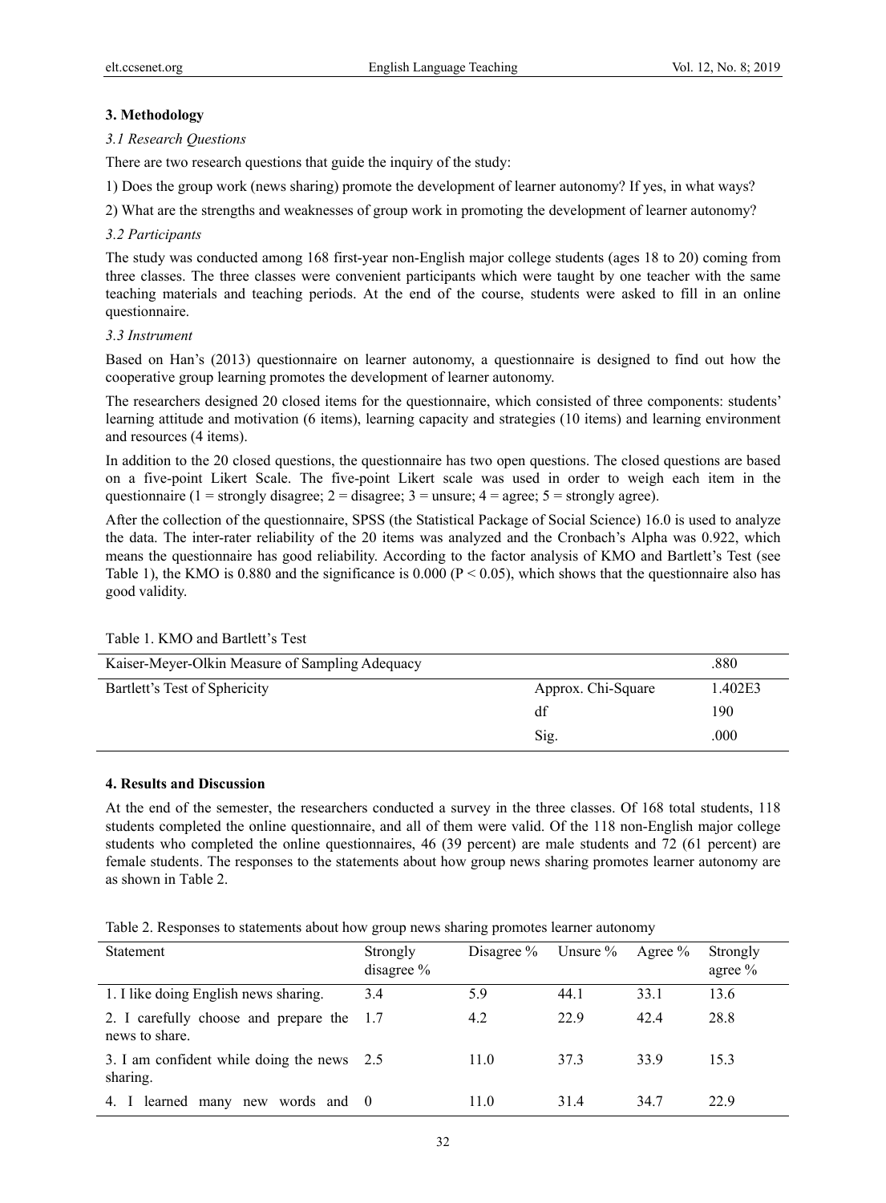## 3. Methodology

### *3.1 Research Questions*

There are two research questions that guide the inquiry of the study:

1) Does the group work (news sharing) promote the development of learner autonomy? If yes, in what ways?

2) What are the strengths and weaknesses of group work in promoting the development of learner autonomy?

### *3.2 Participants*

The study was conducted among 168 first-year non-English major college students (ages 18 to 20) coming from three classes. The three classes were convenient participants which were taught by one teacher with the same teaching materials and teaching periods. At the end of the course, students were asked to fill in an online questionnaire.

### *3.3 Instrument*

Based on Han's (2013) questionnaire on learner autonomy, a questionnaire is designed to find out how the cooperative group learning promotes the development of learner autonomy.

The researchers designed 20 closed items for the questionnaire, which consisted of three components: students' learning attitude and motivation (6 items), learning capacity and strategies (10 items) and learning environment and resources (4 items).

In addition to the 20 closed questions, the questionnaire has two open questions. The closed questions are based on a five-point Likert Scale. The five-point Likert scale was used in order to weigh each item in the questionnaire (1 = strongly disagree; 2 = disagree; 3 = unsure; 4 = agree; 5 = strongly agree).

After the collection of the questionnaire, SPSS (the Statistical Package of Social Science) 16.0 is used to analyze the data. The inter-rater reliability of the 20 items was analyzed and the Cronbach's Alpha was 0.922, which means the questionnaire has good reliability. According to the factor analysis of KMO and Bartlett's Test (see Table 1), the KMO is 0.880 and the significance is 0.000 ($P < 0.05$), which shows that the questionnaire also has good validity.

Table 1. KMO and Bartlett's Test

| | | |
|---|---|---|
| Kaiser-Meyer-Olkin Measure of Sampling Adequacy | | .880 |
| Bartlett's Test of Sphericity | Approx. Chi-Square | 1.402E3 |
| | df | 190 |
| | Sig. | .000 |

## 4. Results and Discussion

At the end of the semester, the researchers conducted a survey in the three classes. Of 168 total students, 118 students completed the online questionnaire, and all of them were valid. Of the 118 non-English major college students who completed the online questionnaires, 46 (39 percent) are male students and 72 (61 percent) are female students. The responses to the statements about how group news sharing promotes learner autonomy are as shown in Table 2.

Table 2. Responses to statements about how group news sharing promotes learner autonomy

| Statement | Strongly disagree % | Disagree % | Unsure % | Agree % | Strongly agree % |
|---|---|---|---|---|---|
| 1. I like doing English news sharing. | 3.4 | 5.9 | 44.1 | 33.1 | 13.6 |
| 2. I carefully choose and prepare the news to share. | 1.7 | 4.2 | 22.9 | 42.4 | 28.8 |
| 3. I am confident while doing the news sharing. | 2.5 | 11.0 | 37.3 | 33.9 | 15.3 |
| 4. I learned many new words and | 0 | 11.0 | 31.4 | 34.7 | 22.9 |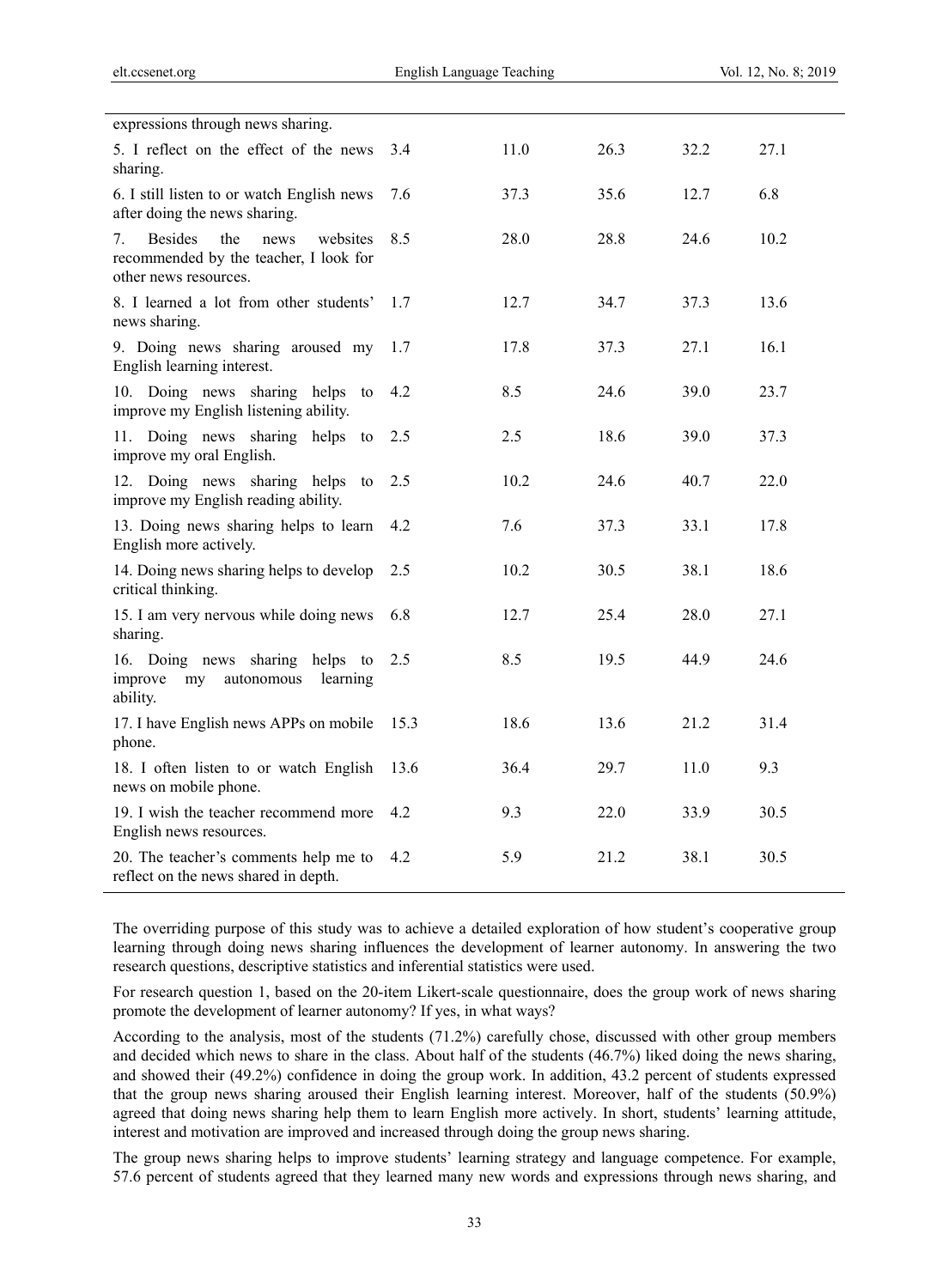| | | | | | |
|---|---|---|---|---|---|
| expressions through news sharing. | | | | | |
| 5. I reflect on the effect of the news sharing. | 3.4 | 11.0 | 26.3 | 32.2 | 27.1 |
| 6. I still listen to or watch English news after doing the news sharing. | 7.6 | 37.3 | 35.6 | 12.7 | 6.8 |
| 7. Besides the news websites recommended by the teacher, I look for other news resources. | 8.5 | 28.0 | 28.8 | 24.6 | 10.2 |
| 8. I learned a lot from other students' news sharing. | 1.7 | 12.7 | 34.7 | 37.3 | 13.6 |
| 9. Doing news sharing aroused my English learning interest. | 1.7 | 17.8 | 37.3 | 27.1 | 16.1 |
| 10. Doing news sharing helps to improve my English listening ability. | 4.2 | 8.5 | 24.6 | 39.0 | 23.7 |
| 11. Doing news sharing helps to improve my oral English. | 2.5 | 2.5 | 18.6 | 39.0 | 37.3 |
| 12. Doing news sharing helps to improve my English reading ability. | 2.5 | 10.2 | 24.6 | 40.7 | 22.0 |
| 13. Doing news sharing helps to learn English more actively. | 4.2 | 7.6 | 37.3 | 33.1 | 17.8 |
| 14. Doing news sharing helps to develop critical thinking. | 2.5 | 10.2 | 30.5 | 38.1 | 18.6 |
| 15. I am very nervous while doing news sharing. | 6.8 | 12.7 | 25.4 | 28.0 | 27.1 |
| 16. Doing news sharing helps to improve my autonomous learning ability. | 2.5 | 8.5 | 19.5 | 44.9 | 24.6 |
| 17. I have English news APPs on mobile phone. | 15.3 | 18.6 | 13.6 | 21.2 | 31.4 |
| 18. I often listen to or watch English news on mobile phone. | 13.6 | 36.4 | 29.7 | 11.0 | 9.3 |
| 19. I wish the teacher recommend more English news resources. | 4.2 | 9.3 | 22.0 | 33.9 | 30.5 |
| 20. The teacher's comments help me to reflect on the news shared in depth. | 4.2 | 5.9 | 21.2 | 38.1 | 30.5 |

The overriding purpose of this study was to achieve a detailed exploration of how student's cooperative group learning through doing news sharing influences the development of learner autonomy. In answering the two research questions, descriptive statistics and inferential statistics were used.

For research question 1, based on the 20-item Likert-scale questionnaire, does the group work of news sharing promote the development of learner autonomy? If yes, in what ways?

According to the analysis, most of the students (71.2%) carefully chose, discussed with other group members and decided which news to share in the class. About half of the students (46.7%) liked doing the news sharing, and showed their (49.2%) confidence in doing the group work. In addition, 43.2 percent of students expressed that the group news sharing aroused their English learning interest. Moreover, half of the students (50.9%) agreed that doing news sharing help them to learn English more actively. In short, students' learning attitude, interest and motivation are improved and increased through doing the group news sharing.

The group news sharing helps to improve students' learning strategy and language competence. For example, 57.6 percent of students agreed that they learned many new words and expressions through news sharing, and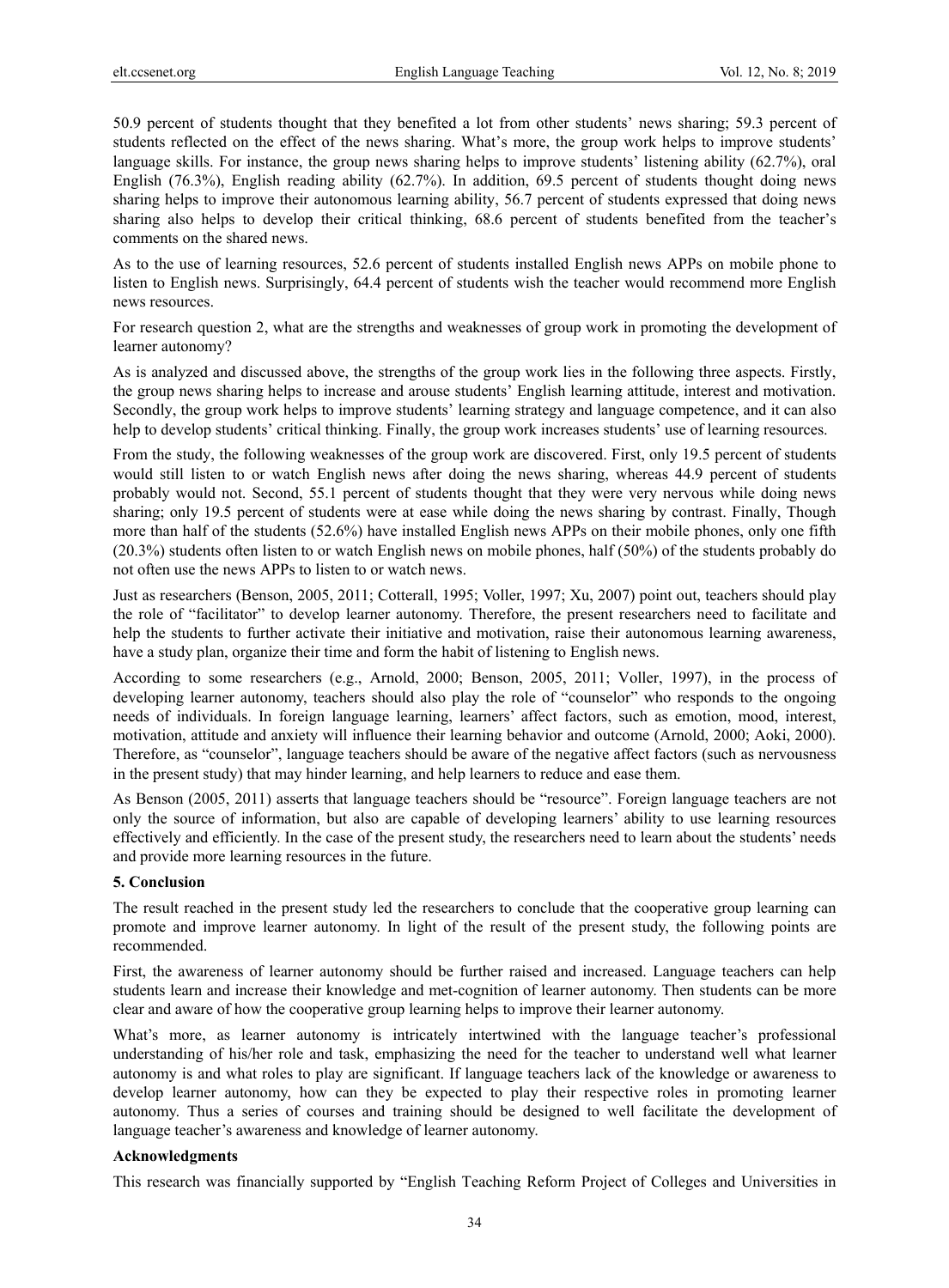50.9 percent of students thought that they benefited a lot from other students' news sharing; 59.3 percent of students reflected on the effect of the news sharing. What's more, the group work helps to improve students' language skills. For instance, the group news sharing helps to improve students' listening ability (62.7%), oral English (76.3%), English reading ability (62.7%). In addition, 69.5 percent of students thought doing news sharing helps to improve their autonomous learning ability, 56.7 percent of students expressed that doing news sharing also helps to develop their critical thinking, 68.6 percent of students benefited from the teacher's comments on the shared news.

As to the use of learning resources, 52.6 percent of students installed English news APPs on mobile phone to listen to English news. Surprisingly, 64.4 percent of students wish the teacher would recommend more English news resources.

For research question 2, what are the strengths and weaknesses of group work in promoting the development of learner autonomy?

As is analyzed and discussed above, the strengths of the group work lies in the following three aspects. Firstly, the group news sharing helps to increase and arouse students' English learning attitude, interest and motivation. Secondly, the group work helps to improve students' learning strategy and language competence, and it can also help to develop students' critical thinking. Finally, the group work increases students' use of learning resources.

From the study, the following weaknesses of the group work are discovered. First, only 19.5 percent of students would still listen to or watch English news after doing the news sharing, whereas 44.9 percent of students probably would not. Second, 55.1 percent of students thought that they were very nervous while doing news sharing; only 19.5 percent of students were at ease while doing the news sharing by contrast. Finally, Though more than half of the students (52.6%) have installed English news APPs on their mobile phones, only one fifth (20.3%) students often listen to or watch English news on mobile phones, half (50%) of the students probably do not often use the news APPs to listen to or watch news.

Just as researchers (Benson, 2005, 2011; Cotterall, 1995; Voller, 1997; Xu, 2007) point out, teachers should play the role of "facilitator" to develop learner autonomy. Therefore, the present researchers need to facilitate and help the students to further activate their initiative and motivation, raise their autonomous learning awareness, have a study plan, organize their time and form the habit of listening to English news.

According to some researchers (e.g., Arnold, 2000; Benson, 2005, 2011; Voller, 1997), in the process of developing learner autonomy, teachers should also play the role of "counselor" who responds to the ongoing needs of individuals. In foreign language learning, learners' affect factors, such as emotion, mood, interest, motivation, attitude and anxiety will influence their learning behavior and outcome (Arnold, 2000; Aoki, 2000). Therefore, as "counselor", language teachers should be aware of the negative affect factors (such as nervousness in the present study) that may hinder learning, and help learners to reduce and ease them.

As Benson (2005, 2011) asserts that language teachers should be "resource". Foreign language teachers are not only the source of information, but also are capable of developing learners' ability to use learning resources effectively and efficiently. In the case of the present study, the researchers need to learn about the students' needs and provide more learning resources in the future.

## 5. Conclusion

The result reached in the present study led the researchers to conclude that the cooperative group learning can promote and improve learner autonomy. In light of the result of the present study, the following points are recommended.

First, the awareness of learner autonomy should be further raised and increased. Language teachers can help students learn and increase their knowledge and met-cognition of learner autonomy. Then students can be more clear and aware of how the cooperative group learning helps to improve their learner autonomy.

What's more, as learner autonomy is intricately intertwined with the language teacher's professional understanding of his/her role and task, emphasizing the need for the teacher to understand well what learner autonomy is and what roles to play are significant. If language teachers lack of the knowledge or awareness to develop learner autonomy, how can they be expected to play their respective roles in promoting learner autonomy. Thus a series of courses and training should be designed to well facilitate the development of language teacher's awareness and knowledge of learner autonomy.

## Acknowledgments

This research was financially supported by "English Teaching Reform Project of Colleges and Universities in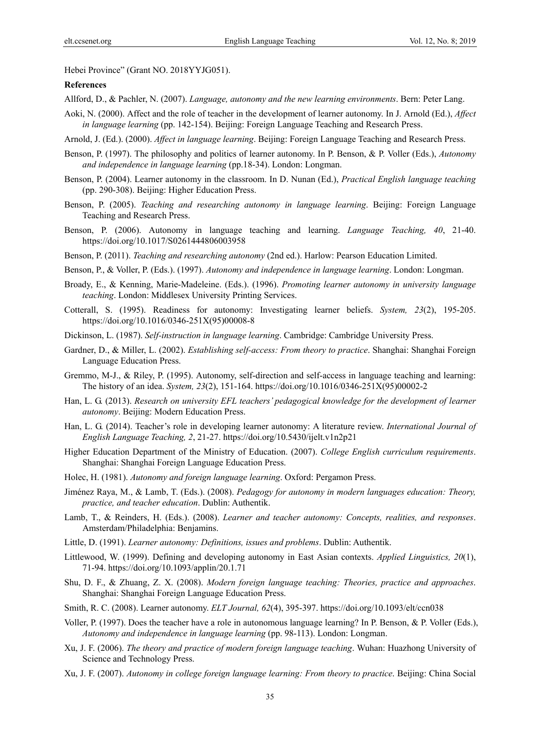Hebei Province" (Grant NO. 2018YYJG051).

**References**

Allford, D., & Pachler, N. (2007). *Language, autonomy and the new learning environments*. Bern: Peter Lang.

Aoki, N. (2000). Affect and the role of teacher in the development of learner autonomy. In J. Arnold (Ed.), *Affect in language learning* (pp. 142-154). Beijing: Foreign Language Teaching and Research Press.

Arnold, J. (Ed.). (2000). *Affect in language learning*. Beijing: Foreign Language Teaching and Research Press.

Benson, P. (1997). The philosophy and politics of learner autonomy. In P. Benson, & P. Voller (Eds.), *Autonomy and independence in language learning* (pp.18-34). London: Longman.

Benson, P. (2004). Learner autonomy in the classroom. In D. Nunan (Ed.), *Practical English language teaching* (pp. 290-308). Beijing: Higher Education Press.

Benson, P. (2005). *Teaching and researching autonomy in language learning*. Beijing: Foreign Language Teaching and Research Press.

Benson, P. (2006). Autonomy in language teaching and learning. *Language Teaching, 40*, 21-40. https://doi.org/10.1017/S0261444806003958

Benson, P. (2011). *Teaching and researching autonomy* (2nd ed.). Harlow: Pearson Education Limited.

Benson, P., & Voller, P. (Eds.). (1997). *Autonomy and independence in language learning*. London: Longman.

Broady, E., & Kenning, Marie-Madeleine. (Eds.). (1996). *Promoting learner autonomy in university language teaching*. London: Middlesex University Printing Services.

Cotterall, S. (1995). Readiness for autonomy: Investigating learner beliefs. *System, 23*(2), 195-205. https://doi.org/10.1016/0346-251X(95)00008-8

Dickinson, L. (1987). *Self-instruction in language learning*. Cambridge: Cambridge University Press.

Gardner, D., & Miller, L. (2002). *Establishing self-access: From theory to practice*. Shanghai: Shanghai Foreign Language Education Press.

Gremmo, M-J., & Riley, P. (1995). Autonomy, self-direction and self-access in language teaching and learning: The history of an idea. *System, 23*(2), 151-164. https://doi.org/10.1016/0346-251X(95)00002-2

Han, L. G. (2013). *Research on university EFL teachers' pedagogical knowledge for the development of learner autonomy*. Beijing: Modern Education Press.

Han, L. G. (2014). Teacher's role in developing learner autonomy: A literature review. *International Journal of English Language Teaching, 2*, 21-27. https://doi.org/10.5430/ijelt.v1n2p21

Higher Education Department of the Ministry of Education. (2007). *College English curriculum requirements*. Shanghai: Shanghai Foreign Language Education Press.

Holec, H. (1981). *Autonomy and foreign language learning*. Oxford: Pergamon Press.

Jiménez Raya, M., & Lamb, T. (Eds.). (2008). *Pedagogy for autonomy in modern languages education: Theory, practice, and teacher education*. Dublin: Authentik.

Lamb, T., & Reinders, H. (Eds.). (2008). *Learner and teacher autonomy: Concepts, realities, and responses*. Amsterdam/Philadelphia: Benjamins.

Little, D. (1991). *Learner autonomy: Definitions, issues and problems*. Dublin: Authentik.

Littlewood, W. (1999). Defining and developing autonomy in East Asian contexts. *Applied Linguistics, 20*(1), 71-94. https://doi.org/10.1093/applin/20.1.71

Shu, D. F., & Zhuang, Z. X. (2008). *Modern foreign language teaching: Theories, practice and approaches*. Shanghai: Shanghai Foreign Language Education Press.

Smith, R. C. (2008). Learner autonomy. *ELT Journal, 62*(4), 395-397. https://doi.org/10.1093/elt/ccn038

Voller, P. (1997). Does the teacher have a role in autonomous language learning? In P. Benson, & P. Voller (Eds.), *Autonomy and independence in language learning* (pp. 98-113). London: Longman.

Xu, J. F. (2006). *The theory and practice of modern foreign language teaching*. Wuhan: Huazhong University of Science and Technology Press.

Xu, J. F. (2007). *Autonomy in college foreign language learning: From theory to practice*. Beijing: China Social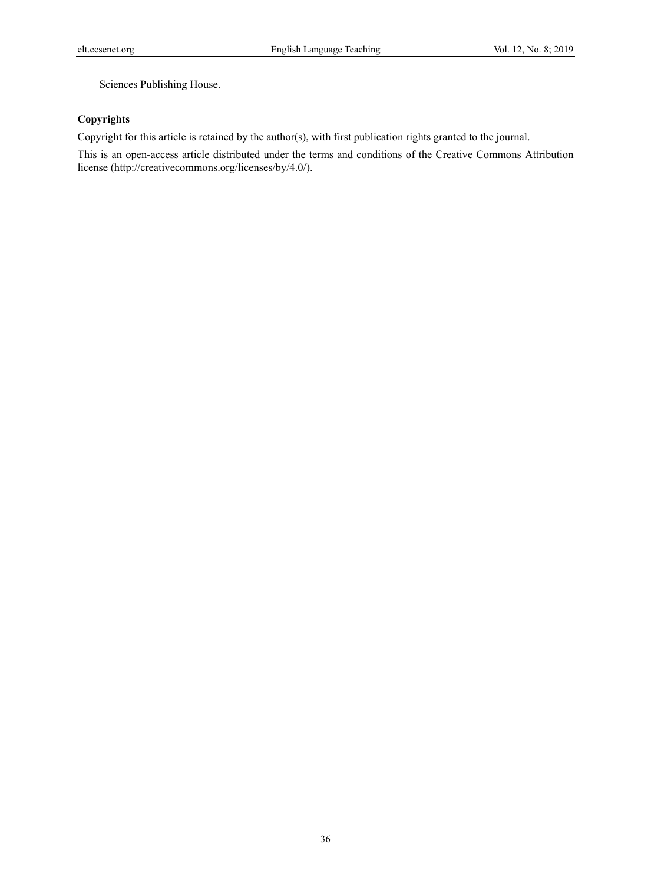Sciences Publishing House.

## Copyrights

Copyright for this article is retained by the author(s), with first publication rights granted to the journal.

This is an open-access article distributed under the terms and conditions of the Creative Commons Attribution license (http://creativecommons.org/licenses/by/4.0/).